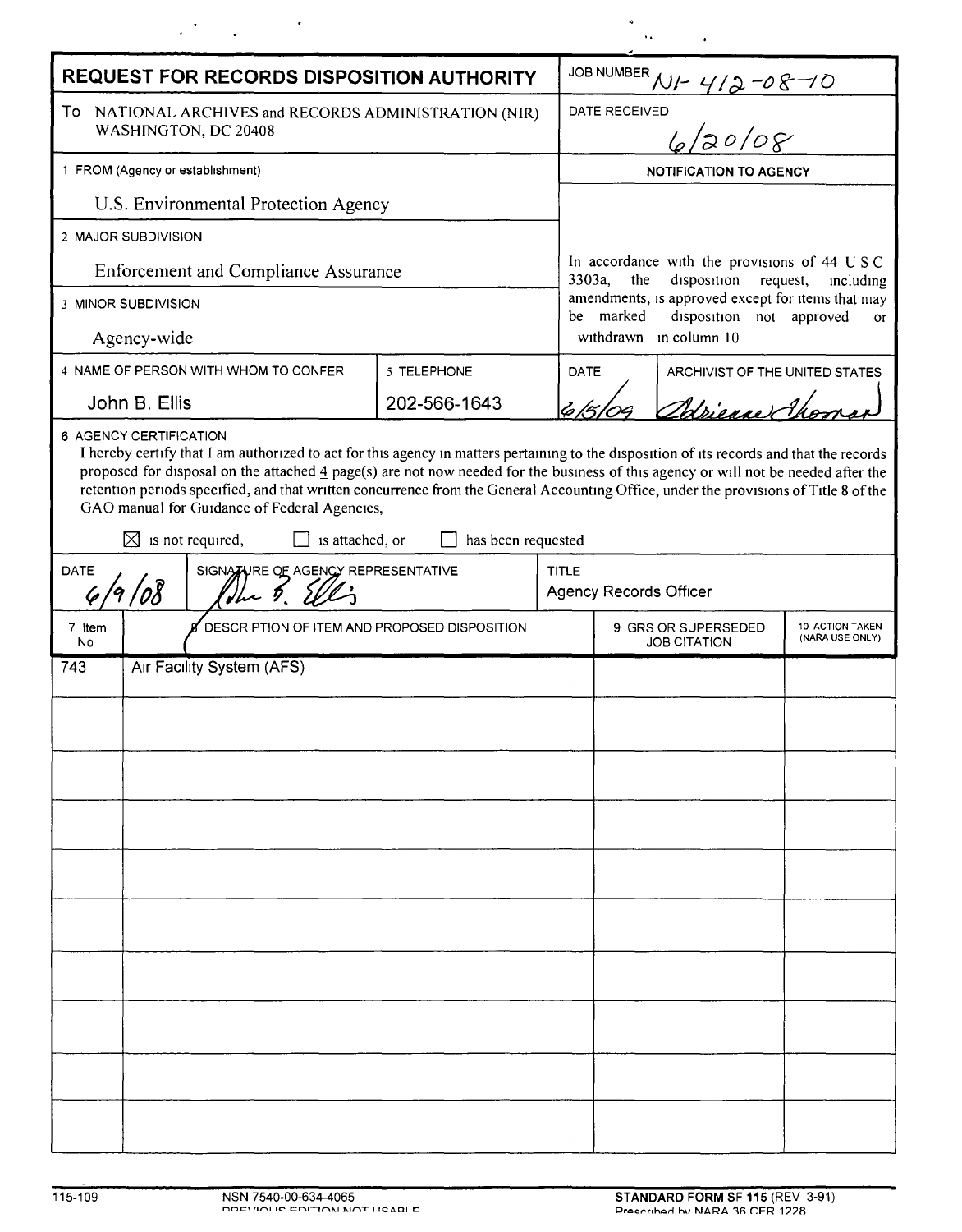# REQUEST FOR RECORDS DISPOSITION AUTHORITY

**JOB NUMBER** N1-412-08-10

**To** NATIONAL ARCHIVES and RECORDS ADMINISTRATION (NIR)
WASHINGTON, DC 20408

**DATE RECEIVED** 6/20/08

**1 FROM (Agency or establishment)**
U.S. Environmental Protection Agency

**2 MAJOR SUBDIVISION**
Enforcement and Compliance Assurance

**3 MINOR SUBDIVISION**
Agency-wide

**NOTIFICATION TO AGENCY**

In accordance with the provisions of 44 U S C 3303a, the disposition request, including amendments, is approved except for items that may be marked disposition not approved or withdrawn in column 10

| 4 NAME OF PERSON WITH WHOM TO CONFER | 5 TELEPHONE | DATE | ARCHIVIST OF THE UNITED STATES |
|---|---|---|---|
| John B. Ellis | 202-566-1643 | 6/5/09 | Adrienne Thomas |

**6 AGENCY CERTIFICATION**

I hereby certify that I am authorized to act for this agency in matters pertaining to the disposition of its records and that the records proposed for disposal on the attached 4 page(s) are not now needed for the business of this agency or will not be needed after the retention periods specified, and that written concurrence from the General Accounting Office, under the provisions of Title 8 of the GAO manual for Guidance of Federal Agencies,

☒ is not required, ☐ is attached, or ☐ has been requested

| DATE | SIGNATURE OF AGENCY REPRESENTATIVE | TITLE |
|---|---|---|
| 6/9/08 | John B. Ellis | Agency Records Officer |

| 7 Item No | 8 DESCRIPTION OF ITEM AND PROPOSED DISPOSITION | 9 GRS OR SUPERSEDED JOB CITATION | 10 ACTION TAKEN (NARA USE ONLY) |
|---|---|---|---|
| 743 | Air Facility System (AFS) | | |

115-109 NSN 7540-00-634-4065 PREVIOUS EDITION NOT USABLE

STANDARD FORM SF 115 (REV 3-91) Prescribed by NARA 36 CFR 1228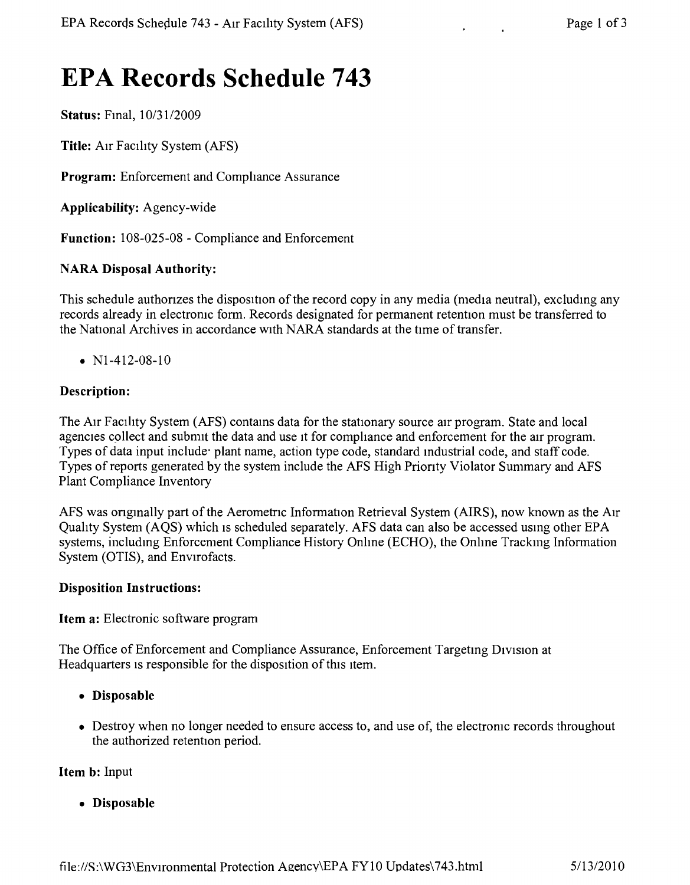# EPA Records Schedule 743

**Status:** Final, 10/31/2009

**Title:** Air Facility System (AFS)

**Program:** Enforcement and Compliance Assurance

**Applicability:** Agency-wide

**Function:** 108-025-08 - Compliance and Enforcement

### NARA Disposal Authority:

This schedule authorizes the disposition of the record copy in any media (media neutral), excluding any records already in electronic form. Records designated for permanent retention must be transferred to the National Archives in accordance with NARA standards at the time of transfer.

- N1-412-08-10

### Description:

The Air Facility System (AFS) contains data for the stationary source air program. State and local agencies collect and submit the data and use it for compliance and enforcement for the air program. Types of data input include: plant name, action type code, standard industrial code, and staff code. Types of reports generated by the system include the AFS High Priority Violator Summary and AFS Plant Compliance Inventory

AFS was originally part of the Aerometric Information Retrieval System (AIRS), now known as the Air Quality System (AQS) which is scheduled separately. AFS data can also be accessed using other EPA systems, including Enforcement Compliance History Online (ECHO), the Online Tracking Information System (OTIS), and Envirofacts.

### Disposition Instructions:

**Item a:** Electronic software program

The Office of Enforcement and Compliance Assurance, Enforcement Targeting Division at Headquarters is responsible for the disposition of this item.

- **Disposable**
- Destroy when no longer needed to ensure access to, and use of, the electronic records throughout the authorized retention period.

**Item b:** Input

- **Disposable**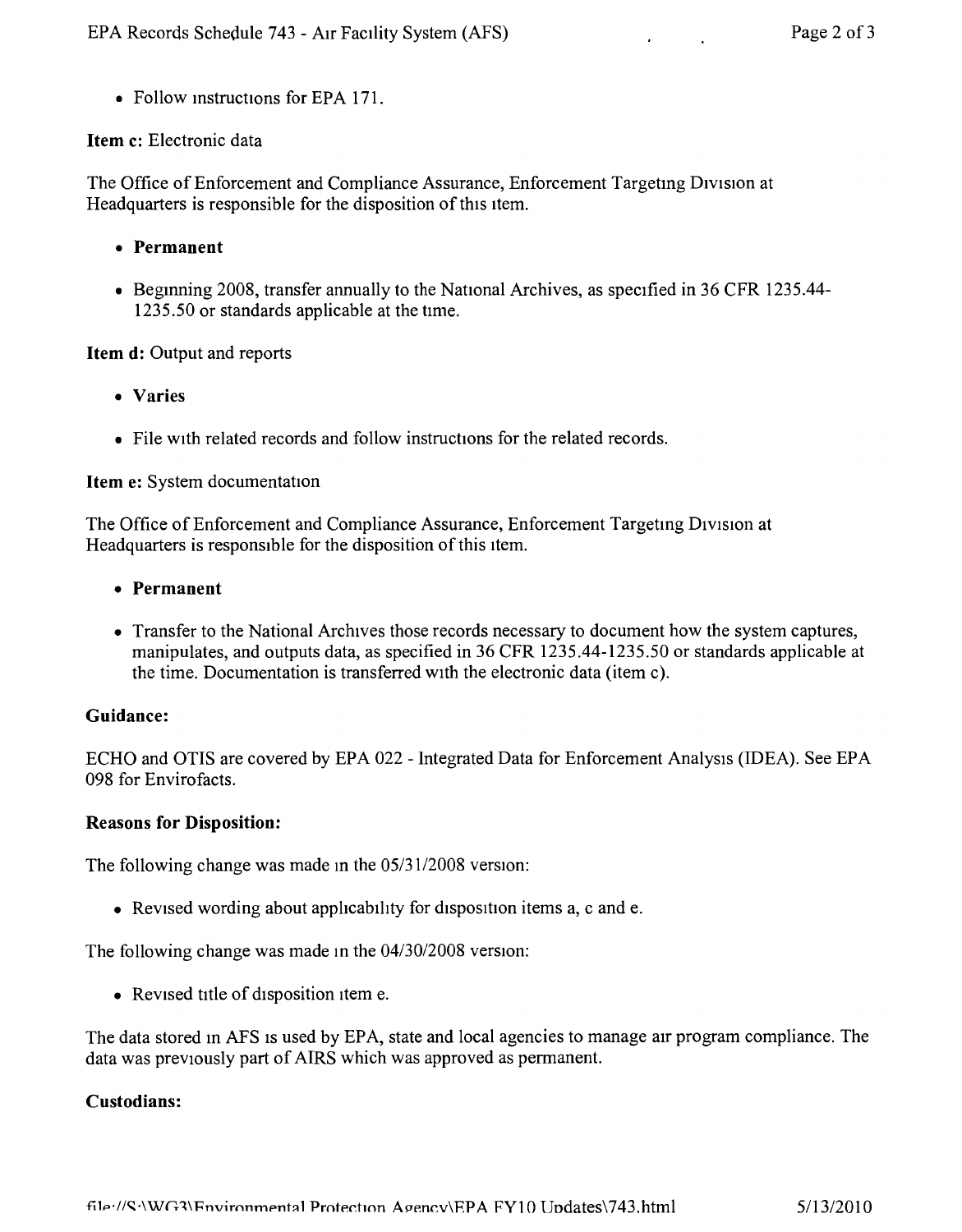- Follow instructions for EPA 171.

**Item c:** Electronic data

The Office of Enforcement and Compliance Assurance, Enforcement Targeting Division at Headquarters is responsible for the disposition of this item.

- **Permanent**
- Beginning 2008, transfer annually to the National Archives, as specified in 36 CFR 1235.44-1235.50 or standards applicable at the time.

**Item d:** Output and reports

- **Varies**
- File with related records and follow instructions for the related records.

**Item e:** System documentation

The Office of Enforcement and Compliance Assurance, Enforcement Targeting Division at Headquarters is responsible for the disposition of this item.

- **Permanent**
- Transfer to the National Archives those records necessary to document how the system captures, manipulates, and outputs data, as specified in 36 CFR 1235.44-1235.50 or standards applicable at the time. Documentation is transferred with the electronic data (item c).

**Guidance:**

ECHO and OTIS are covered by EPA 022 - Integrated Data for Enforcement Analysis (IDEA). See EPA 098 for Envirofacts.

**Reasons for Disposition:**

The following change was made in the 05/31/2008 version:

- Revised wording about applicability for disposition items a, c and e.

The following change was made in the 04/30/2008 version:

- Revised title of disposition item e.

The data stored in AFS is used by EPA, state and local agencies to manage air program compliance. The data was previously part of AIRS which was approved as permanent.

**Custodians:**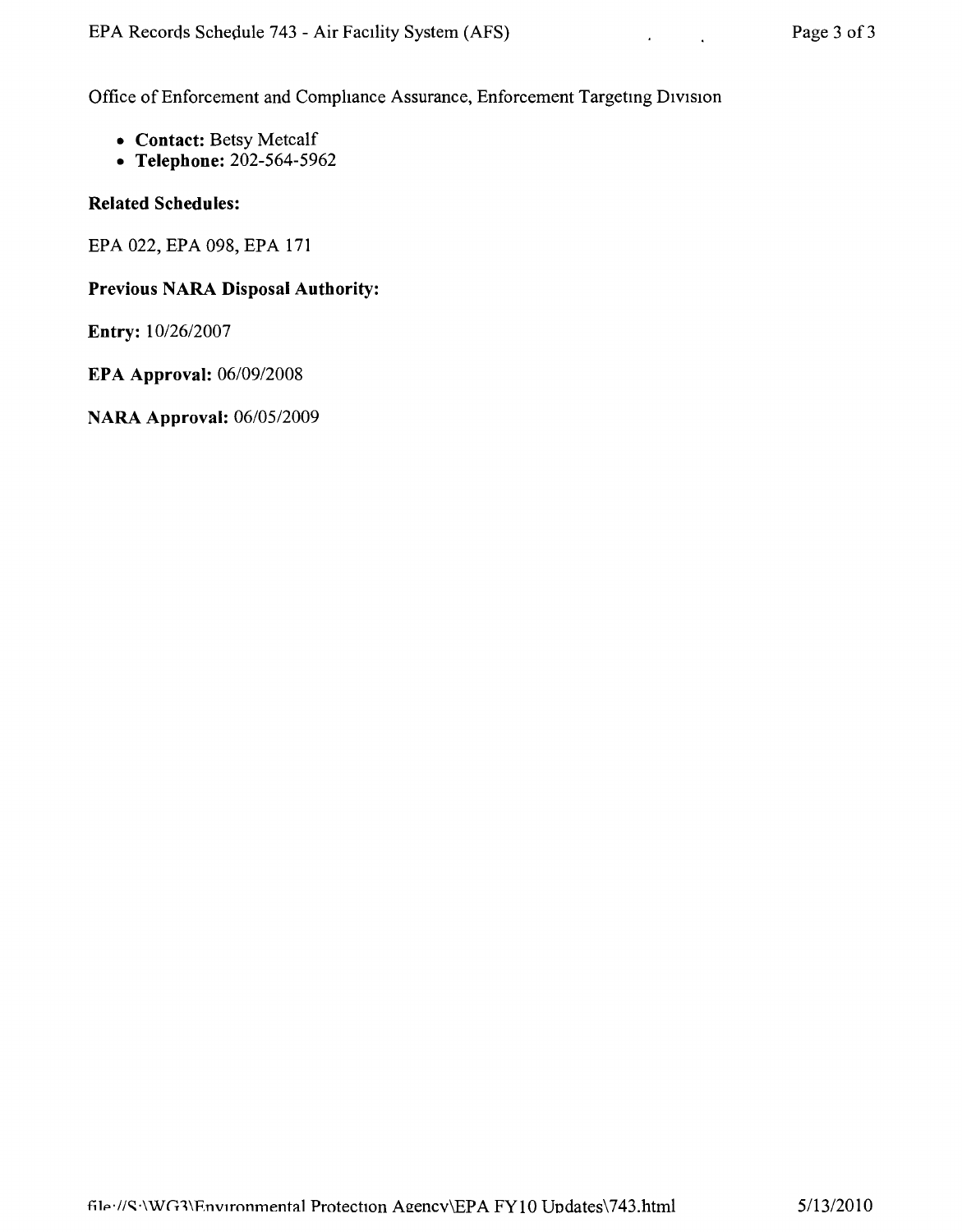Office of Enforcement and Compliance Assurance, Enforcement Targeting Division

- **Contact:** Betsy Metcalf
- **Telephone:** 202-564-5962

**Related Schedules:**

EPA 022, EPA 098, EPA 171

**Previous NARA Disposal Authority:**

**Entry:** 10/26/2007

**EPA Approval:** 06/09/2008

**NARA Approval:** 06/05/2009